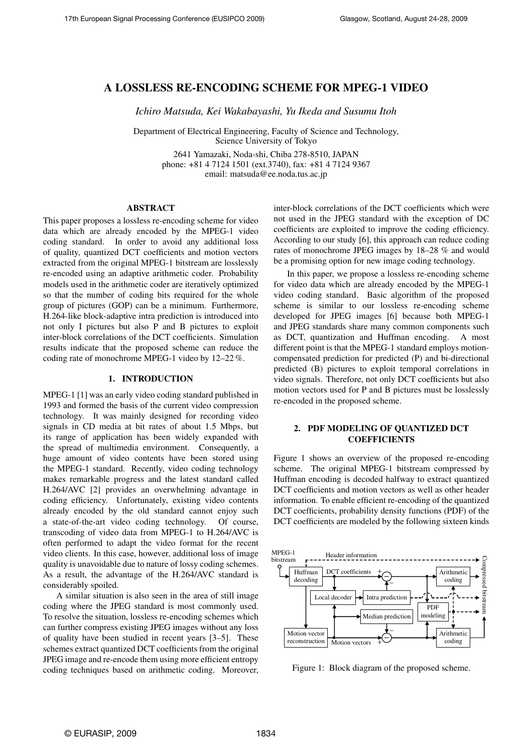# A LOSSLESS RE-ENCODING SCHEME FOR MPEG-1 VIDEO

*Ichiro Matsuda, Kei Wakabayashi, Yu Ikeda and Susumu Itoh*

Department of Electrical Engineering, Faculty of Science and Technology,
Science University of Tokyo
2641 Yamazaki, Noda-shi, Chiba 278-8510, JAPAN
phone: +81 4 7124 1501 (ext.3740), fax: +81 4 7124 9367
email: matsuda@ee.noda.tus.ac.jp

## ABSTRACT

This paper proposes a lossless re-encoding scheme for video data which are already encoded by the MPEG-1 video coding standard. In order to avoid any additional loss of quality, quantized DCT coefficients and motion vectors extracted from the original MPEG-1 bitstream are losslessly re-encoded using an adaptive arithmetic coder. Probability models used in the arithmetic coder are iteratively optimized so that the number of coding bits required for the whole group of pictures (GOP) can be a minimum. Furthermore, H.264-like block-adaptive intra prediction is introduced into not only I pictures but also P and B pictures to exploit inter-block correlations of the DCT coefficients. Simulation results indicate that the proposed scheme can reduce the coding rate of monochrome MPEG-1 video by 12–22 %.

## 1. INTRODUCTION

MPEG-1 [1] was an early video coding standard published in 1993 and formed the basis of the current video compression technology. It was mainly designed for recording video signals in CD media at bit rates of about 1.5 Mbps, but its range of application has been widely expanded with the spread of multimedia environment. Consequently, a huge amount of video contents have been stored using the MPEG-1 standard. Recently, video coding technology makes remarkable progress and the latest standard called H.264/AVC [2] provides an overwhelming advantage in coding efficiency. Unfortunately, existing video contents already encoded by the old standard cannot enjoy such a state-of-the-art video coding technology. Of course, transcoding of video data from MPEG-1 to H.264/AVC is often performed to adapt the video format for the recent video clients. In this case, however, additional loss of image quality is unavoidable due to nature of lossy coding schemes. As a result, the advantage of the H.264/AVC standard is considerably spoiled.

A similar situation is also seen in the area of still image coding where the JPEG standard is most commonly used. To resolve the situation, lossless re-encoding schemes which can further compress existing JPEG images without any loss of quality have been studied in recent years [3–5]. These schemes extract quantized DCT coefficients from the original JPEG image and re-encode them using more efficient entropy coding techniques based on arithmetic coding. Moreover, inter-block correlations of the DCT coefficients which were not used in the JPEG standard with the exception of DC coefficients are exploited to improve the coding efficiency. According to our study [6], this approach can reduce coding rates of monochrome JPEG images by 18–28 % and would be a promising option for new image coding technology.

In this paper, we propose a lossless re-encoding scheme for video data which are already encoded by the MPEG-1 video coding standard. Basic algorithm of the proposed scheme is similar to our lossless re-encoding scheme developed for JPEG images [6] because both MPEG-1 and JPEG standards share many common components such as DCT, quantization and Huffman encoding. A most different point is that the MPEG-1 standard employs motion-compensated prediction for predicted (P) and bi-directional predicted (B) pictures to exploit temporal correlations in video signals. Therefore, not only DCT coefficients but also motion vectors used for P and B pictures must be losslessly re-encoded in the proposed scheme.

## 2. PDF MODELING OF QUANTIZED DCT COEFFICIENTS

Figure 1 shows an overview of the proposed re-encoding scheme. The original MPEG-1 bitstream compressed by Huffman encoding is decoded halfway to extract quantized DCT coefficients and motion vectors as well as other header information. To enable efficient re-encoding of the quantized DCT coefficients, probability density functions (PDF) of the DCT coefficients are modeled by the following sixteen kinds

Figure 1: Block diagram of the proposed scheme.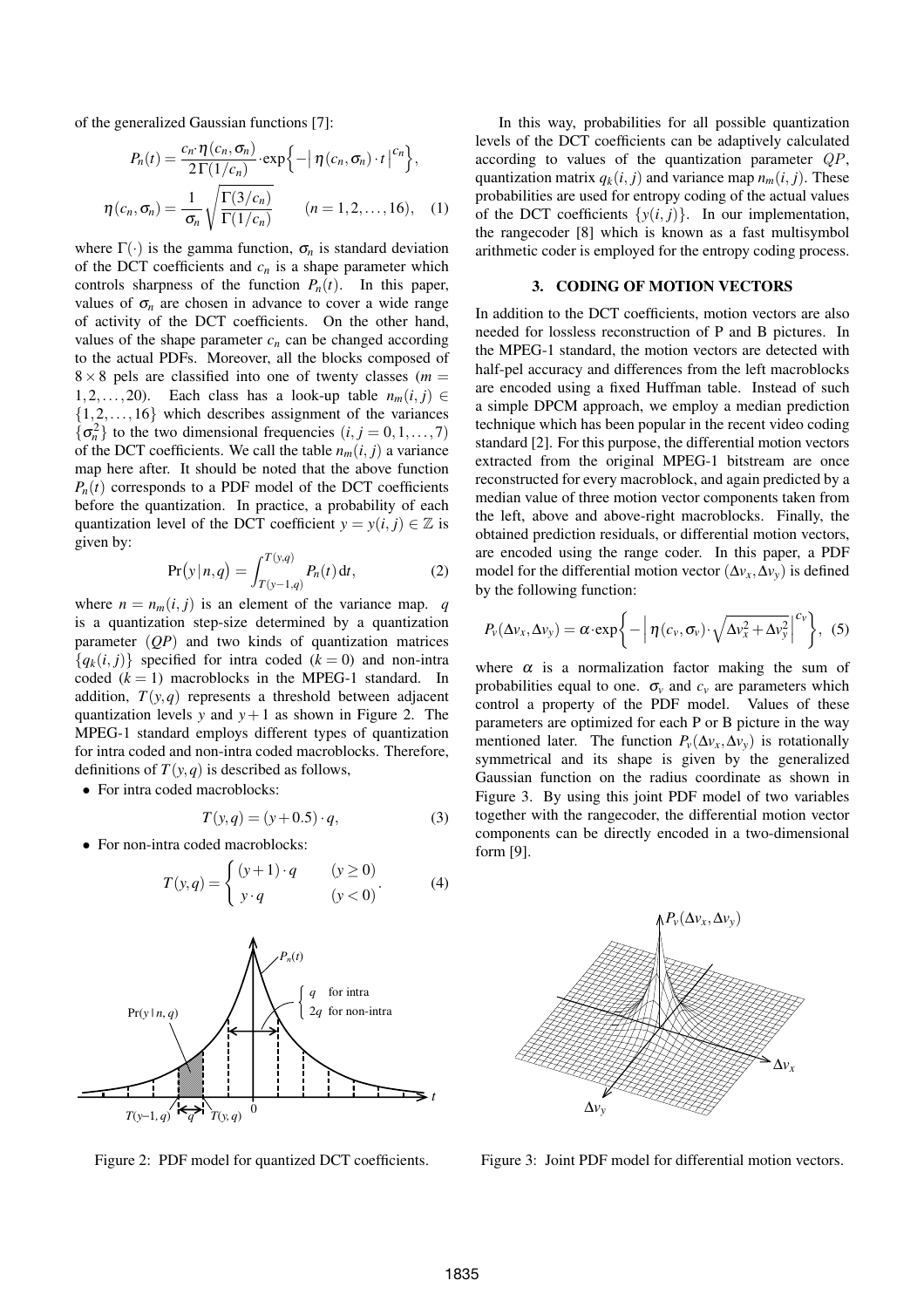of the generalized Gaussian functions [7]:

$$P_n(t) = \frac{c_n \cdot \eta(c_n, \sigma_n)}{2\Gamma(1/c_n)} \cdot \exp\Big\{ -\big| \, \eta(c_n, \sigma_n) \cdot t \, \big|^{c_n} \Big\},$$

$$\eta(c_n, \sigma_n) = \frac{1}{\sigma_n} \sqrt{\frac{\Gamma(3/c_n)}{\Gamma(1/c_n)}} \qquad (n = 1, 2, \ldots, 16), \quad (1)$$

where $\Gamma(\cdot)$ is the gamma function, $\sigma_n$ is standard deviation of the DCT coefficients and $c_n$ is a shape parameter which controls sharpness of the function $P_n(t)$. In this paper, values of $\sigma_n$ are chosen in advance to cover a wide range of activity of the DCT coefficients. On the other hand, values of the shape parameter $c_n$ can be changed according to the actual PDFs. Moreover, all the blocks composed of $8 \times 8$ pels are classified into one of twenty classes ($m = 1, 2, \ldots, 20$). Each class has a look-up table $n_m(i, j) \in \{1, 2, \ldots, 16\}$ which describes assignment of the variances $\{\sigma_n^2\}$ to the two dimensional frequencies $(i, j = 0, 1, \ldots, 7)$ of the DCT coefficients. We call the table $n_m(i, j)$ a variance map here after. It should be noted that the above function $P_n(t)$ corresponds to a PDF model of the DCT coefficients before the quantization. In practice, a probability of each quantization level of the DCT coefficient $y = y(i, j) \in \mathbb{Z}$ is given by:

$$\Pr\big(y \,|\, n, q\big) = \int_{T(y-1,q)}^{T(y,q)} P_n(t) \, \mathrm{d}t, \qquad (2)$$

where $n = n_m(i, j)$ is an element of the variance map. $q$ is a quantization step-size determined by a quantization parameter ($QP$) and two kinds of quantization matrices $\{q_k(i, j)\}$ specified for intra coded ($k = 0$) and non-intra coded ($k = 1$) macroblocks in the MPEG-1 standard. In addition, $T(y, q)$ represents a threshold between adjacent quantization levels $y$ and $y + 1$ as shown in Figure 2. The MPEG-1 standard employs different types of quantization for intra coded and non-intra coded macroblocks. Therefore, definitions of $T(y, q)$ is described as follows,

- For intra coded macroblocks:

$$T(y, q) = (y + 0.5) \cdot q, \qquad (3)$$

- For non-intra coded macroblocks:

$$T(y, q) = \begin{cases} (y + 1) \cdot q & (y \geq 0) \\ y \cdot q & (y < 0) \end{cases}. \qquad (4)$$

Figure 2: PDF model for quantized DCT coefficients.

In this way, probabilities for all possible quantization levels of the DCT coefficients can be adaptively calculated according to values of the quantization parameter $QP$, quantization matrix $q_k(i, j)$ and variance map $n_m(i, j)$. These probabilities are used for entropy coding of the actual values of the DCT coefficients $\{y(i, j)\}$. In our implementation, the rangecoder [8] which is known as a fast multisymbol arithmetic coder is employed for the entropy coding process.

## 3. CODING OF MOTION VECTORS

In addition to the DCT coefficients, motion vectors are also needed for lossless reconstruction of P and B pictures. In the MPEG-1 standard, the motion vectors are detected with half-pel accuracy and differences from the left macroblocks are encoded using a fixed Huffman table. Instead of such a simple DPCM approach, we employ a median prediction technique which has been popular in the recent video coding standard [2]. For this purpose, the differential motion vectors extracted from the original MPEG-1 bitstream are once reconstructed for every macroblock, and again predicted by a median value of three motion vector components taken from the left, above and above-right macroblocks. Finally, the obtained prediction residuals, or differential motion vectors, are encoded using the range coder. In this paper, a PDF model for the differential motion vector $(\Delta v_x, \Delta v_y)$ is defined by the following function:

$$P_v(\Delta v_x, \Delta v_y) = \alpha \cdot \exp\Big\{ -\Big| \, \eta(c_v, \sigma_v) \cdot \sqrt{\Delta v_x^2 + \Delta v_y^2} \, \Big|^{c_v} \Big\}, \quad (5)$$

where $\alpha$ is a normalization factor making the sum of probabilities equal to one. $\sigma_v$ and $c_v$ are parameters which control a property of the PDF model. Values of these parameters are optimized for each P or B picture in the way mentioned later. The function $P_v(\Delta v_x, \Delta v_y)$ is rotationally symmetrical and its shape is given by the generalized Gaussian function on the radius coordinate as shown in Figure 3. By using this joint PDF model of two variables together with the rangecoder, the differential motion vector components can be directly encoded in a two-dimensional form [9].

Figure 3: Joint PDF model for differential motion vectors.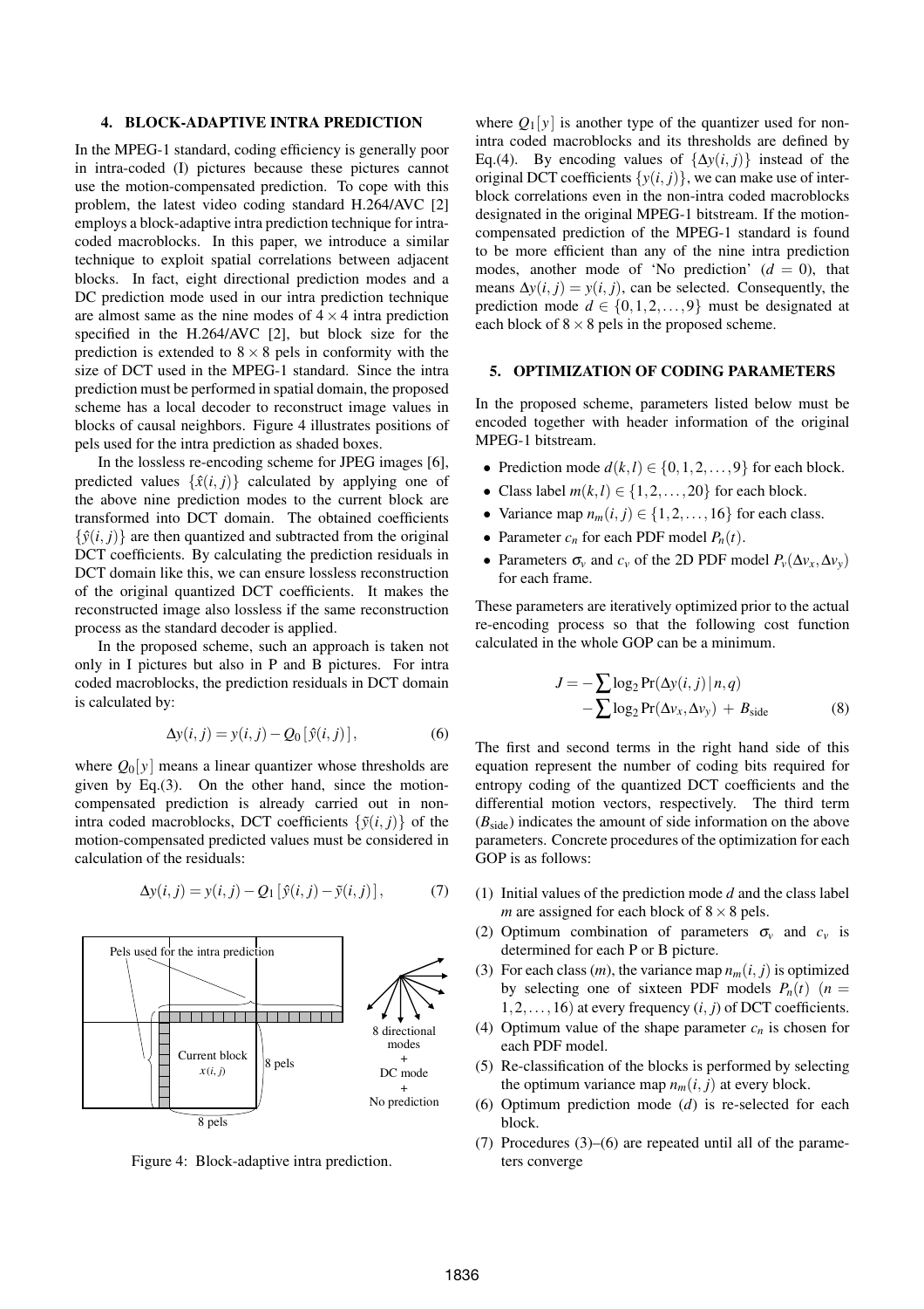## 4. BLOCK-ADAPTIVE INTRA PREDICTION

In the MPEG-1 standard, coding efficiency is generally poor in intra-coded (I) pictures because these pictures cannot use the motion-compensated prediction. To cope with this problem, the latest video coding standard H.264/AVC [2] employs a block-adaptive intra prediction technique for intra-coded macroblocks. In this paper, we introduce a similar technique to exploit spatial correlations between adjacent blocks. In fact, eight directional prediction modes and a DC prediction mode used in our intra prediction technique are almost same as the nine modes of $4 \times 4$ intra prediction specified in the H.264/AVC [2], but block size for the prediction is extended to $8 \times 8$ pels in conformity with the size of DCT used in the MPEG-1 standard. Since the intra prediction must be performed in spatial domain, the proposed scheme has a local decoder to reconstruct image values in blocks of causal neighbors. Figure 4 illustrates positions of pels used for the intra prediction as shaded boxes.

In the lossless re-encoding scheme for JPEG images [6], predicted values $\{\hat{x}(i,j)\}$ calculated by applying one of the above nine prediction modes to the current block are transformed into DCT domain. The obtained coefficients $\{\hat{y}(i,j)\}$ are then quantized and subtracted from the original DCT coefficients. By calculating the prediction residuals in DCT domain like this, we can ensure lossless reconstruction of the original quantized DCT coefficients. It makes the reconstructed image also lossless if the same reconstruction process as the standard decoder is applied.

In the proposed scheme, such an approach is taken not only in I pictures but also in P and B pictures. For intra coded macroblocks, the prediction residuals in DCT domain is calculated by:

$$\Delta y(i,j) = y(i,j) - Q_0\left[\hat{y}(i,j)\right], \tag{6}$$

where $Q_0[y]$ means a linear quantizer whose thresholds are given by Eq.(3). On the other hand, since the motion-compensated prediction is already carried out in non-intra coded macroblocks, DCT coefficients $\{\tilde{y}(i,j)\}$ of the motion-compensated predicted values must be considered in calculation of the residuals:

$$\Delta y(i,j) = y(i,j) - Q_1\left[\hat{y}(i,j) - \tilde{y}(i,j)\right], \tag{7}$$

Figure 4: Block-adaptive intra prediction.

where $Q_1[y]$ is another type of the quantizer used for non-intra coded macroblocks and its thresholds are defined by Eq.(4). By encoding values of $\{\Delta y(i,j)\}$ instead of the original DCT coefficients $\{y(i,j)\}$, we can make use of inter-block correlations even in the non-intra coded macroblocks designated in the original MPEG-1 bitstream. If the motion-compensated prediction of the MPEG-1 standard is found to be more efficient than any of the nine intra prediction modes, another mode of 'No prediction' ($d = 0$), that means $\Delta y(i,j) = y(i,j)$, can be selected. Consequently, the prediction mode $d \in \{0,1,2,\ldots,9\}$ must be designated at each block of $8 \times 8$ pels in the proposed scheme.

## 5. OPTIMIZATION OF CODING PARAMETERS

In the proposed scheme, parameters listed below must be encoded together with header information of the original MPEG-1 bitstream.

- Prediction mode $d(k,l) \in \{0,1,2,\ldots,9\}$ for each block.
- Class label $m(k,l) \in \{1,2,\ldots,20\}$ for each block.
- Variance map $n_m(i,j) \in \{1,2,\ldots,16\}$ for each class.
- Parameter $c_n$ for each PDF model $P_n(t)$.
- Parameters $\sigma_v$ and $c_v$ of the 2D PDF model $P_v(\Delta v_x, \Delta v_y)$ for each frame.

These parameters are iteratively optimized prior to the actual re-encoding process so that the following cost function calculated in the whole GOP can be a minimum.

$$J = -\sum \log_2 \Pr(\Delta y(i,j)\,|\,n,q) - \sum \log_2 \Pr(\Delta v_x, \Delta v_y) + B_{\text{side}} \tag{8}$$

The first and second terms in the right hand side of this equation represent the number of coding bits required for entropy coding of the quantized DCT coefficients and the differential motion vectors, respectively. The third term ($B_{\text{side}}$) indicates the amount of side information on the above parameters. Concrete procedures of the optimization for each GOP is as follows:

(1) Initial values of the prediction mode $d$ and the class label $m$ are assigned for each block of $8 \times 8$ pels.
(2) Optimum combination of parameters $\sigma_v$ and $c_v$ is determined for each P or B picture.
(3) For each class ($m$), the variance map $n_m(i,j)$ is optimized by selecting one of sixteen PDF models $P_n(t)$ ($n = 1,2,\ldots,16$) at every frequency $(i,j)$ of DCT coefficients.
(4) Optimum value of the shape parameter $c_n$ is chosen for each PDF model.
(5) Re-classification of the blocks is performed by selecting the optimum variance map $n_m(i,j)$ at every block.
(6) Optimum prediction mode ($d$) is re-selected for each block.
(7) Procedures (3)–(6) are repeated until all of the parameters converge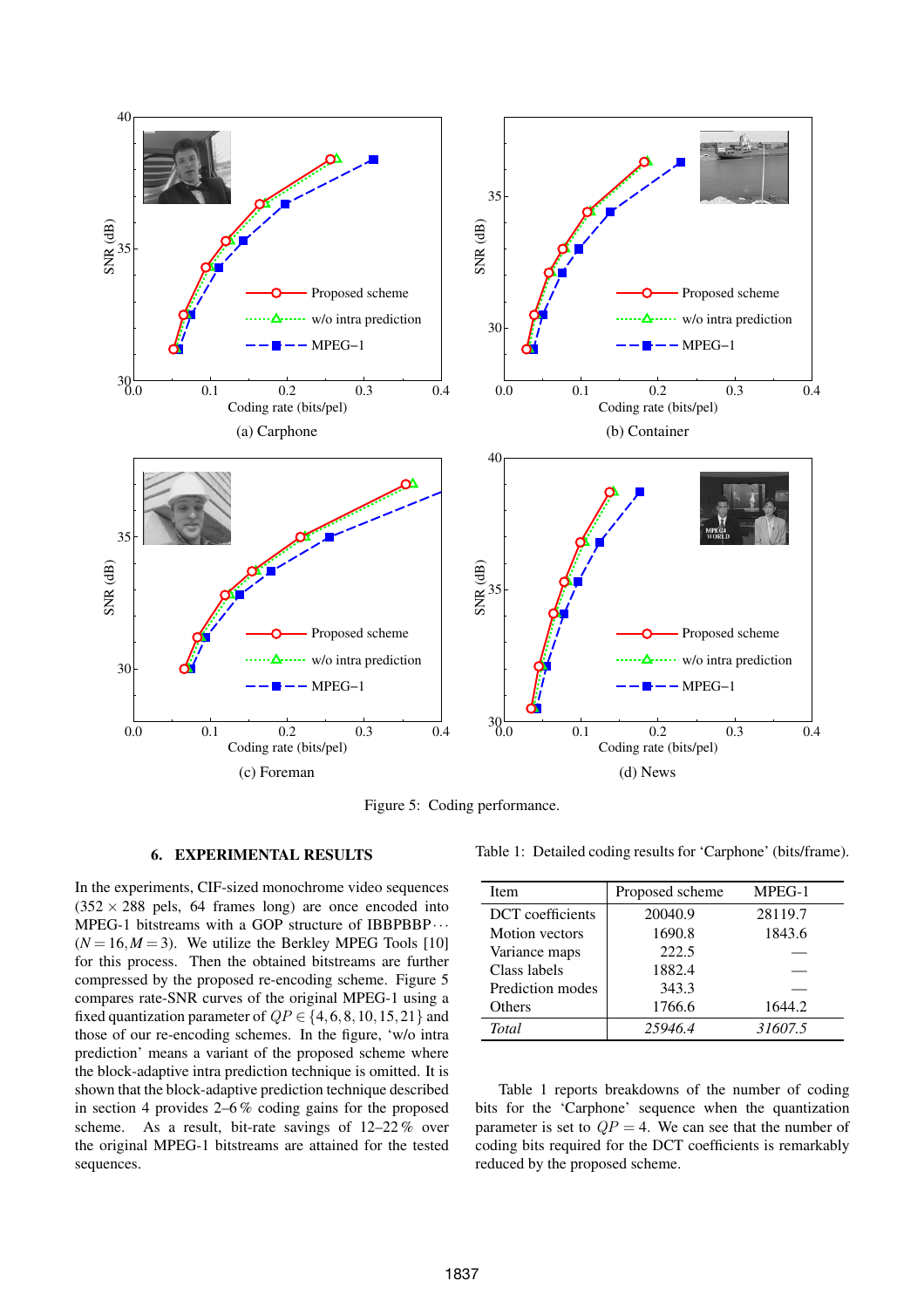(a) Carphone

(b) Container

(c) Foreman

(d) News

Figure 5: Coding performance.

## 6. EXPERIMENTAL RESULTS

In the experiments, CIF-sized monochrome video sequences ($352 \times 288$ pels, 64 frames long) are once encoded into MPEG-1 bitstreams with a GOP structure of IBBPBBP$\cdots$ ($N = 16, M = 3$). We utilize the Berkley MPEG Tools [10] for this process. Then the obtained bitstreams are further compressed by the proposed re-encoding scheme. Figure 5 compares rate-SNR curves of the original MPEG-1 using a fixed quantization parameter of $QP \in \{4, 6, 8, 10, 15, 21\}$ and those of our re-encoding schemes. In the figure, 'w/o intra prediction' means a variant of the proposed scheme where the block-adaptive intra prediction technique is omitted. It is shown that the block-adaptive prediction technique described in section 4 provides 2–6 % coding gains for the proposed scheme. As a result, bit-rate savings of 12–22 % over the original MPEG-1 bitstreams are attained for the tested sequences.

Table 1: Detailed coding results for 'Carphone' (bits/frame).

| Item | Proposed scheme | MPEG-1 |
|---|---|---|
| DCT coefficients | 20040.9 | 28119.7 |
| Motion vectors | 1690.8 | 1843.6 |
| Variance maps | 222.5 | — |
| Class labels | 1882.4 | — |
| Prediction modes | 343.3 | — |
| Others | 1766.6 | 1644.2 |
| *Total* | *25946.4* | *31607.5* |

Table 1 reports breakdowns of the number of coding bits for the 'Carphone' sequence when the quantization parameter is set to $QP = 4$. We can see that the number of coding bits required for the DCT coefficients is remarkably reduced by the proposed scheme.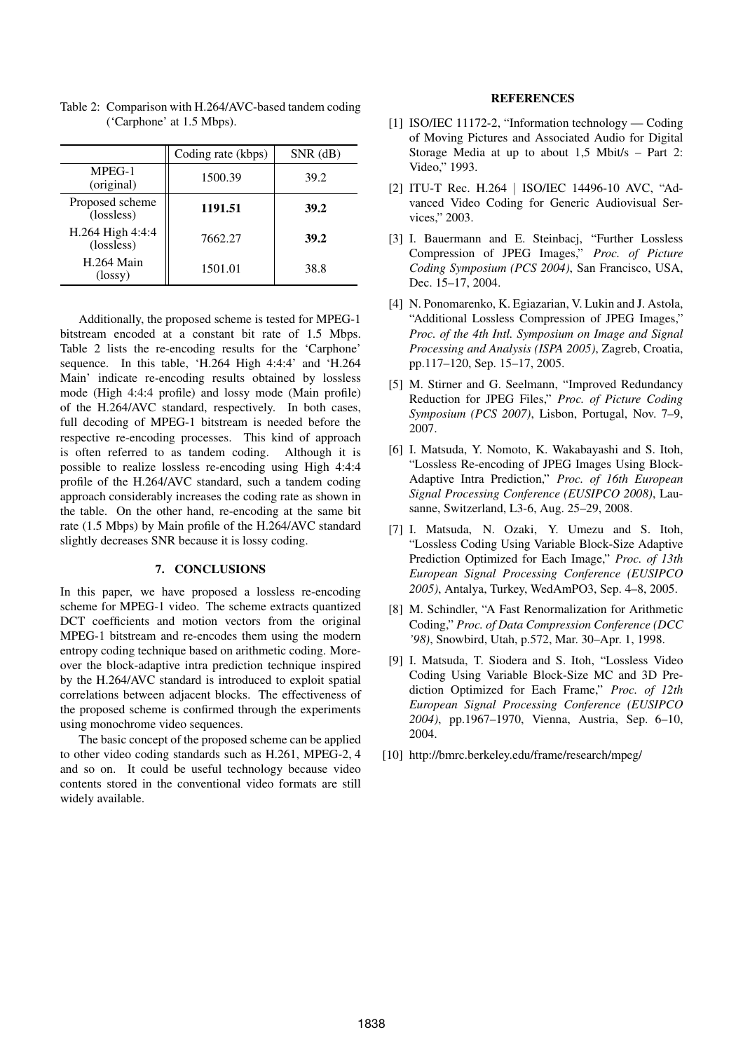Table 2: Comparison with H.264/AVC-based tandem coding ('Carphone' at 1.5 Mbps).

| | Coding rate (kbps) | SNR (dB) |
|---|---|---|
| MPEG-1 (original) | 1500.39 | 39.2 |
| Proposed scheme (lossless) | **1191.51** | **39.2** |
| H.264 High 4:4:4 (lossless) | 7662.27 | **39.2** |
| H.264 Main (lossy) | 1501.01 | 38.8 |

Additionally, the proposed scheme is tested for MPEG-1 bitstream encoded at a constant bit rate of 1.5 Mbps. Table 2 lists the re-encoding results for the 'Carphone' sequence. In this table, 'H.264 High 4:4:4' and 'H.264 Main' indicate re-encoding results obtained by lossless mode (High 4:4:4 profile) and lossy mode (Main profile) of the H.264/AVC standard, respectively. In both cases, full decoding of MPEG-1 bitstream is needed before the respective re-encoding processes. This kind of approach is often referred to as tandem coding. Although it is possible to realize lossless re-encoding using High 4:4:4 profile of the H.264/AVC standard, such a tandem coding approach considerably increases the coding rate as shown in the table. On the other hand, re-encoding at the same bit rate (1.5 Mbps) by Main profile of the H.264/AVC standard slightly decreases SNR because it is lossy coding.

## 7. CONCLUSIONS

In this paper, we have proposed a lossless re-encoding scheme for MPEG-1 video. The scheme extracts quantized DCT coefficients and motion vectors from the original MPEG-1 bitstream and re-encodes them using the modern entropy coding technique based on arithmetic coding. Moreover the block-adaptive intra prediction technique inspired by the H.264/AVC standard is introduced to exploit spatial correlations between adjacent blocks. The effectiveness of the proposed scheme is confirmed through the experiments using monochrome video sequences.

The basic concept of the proposed scheme can be applied to other video coding standards such as H.261, MPEG-2, 4 and so on. It could be useful technology because video contents stored in the conventional video formats are still widely available.

## REFERENCES

[1] ISO/IEC 11172-2, "Information technology — Coding of Moving Pictures and Associated Audio for Digital Storage Media at up to about 1,5 Mbit/s – Part 2: Video," 1993.

[2] ITU-T Rec. H.264 | ISO/IEC 14496-10 AVC, "Advanced Video Coding for Generic Audiovisual Services," 2003.

[3] I. Bauermann and E. Steinbacj, "Further Lossless Compression of JPEG Images," *Proc. of Picture Coding Symposium (PCS 2004)*, San Francisco, USA, Dec. 15–17, 2004.

[4] N. Ponomarenko, K. Egiazarian, V. Lukin and J. Astola, "Additional Lossless Compression of JPEG Images," *Proc. of the 4th Intl. Symposium on Image and Signal Processing and Analysis (ISPA 2005)*, Zagreb, Croatia, pp.117–120, Sep. 15–17, 2005.

[5] M. Stirner and G. Seelmann, "Improved Redundancy Reduction for JPEG Files," *Proc. of Picture Coding Symposium (PCS 2007)*, Lisbon, Portugal, Nov. 7–9, 2007.

[6] I. Matsuda, Y. Nomoto, K. Wakabayashi and S. Itoh, "Lossless Re-encoding of JPEG Images Using Block-Adaptive Intra Prediction," *Proc. of 16th European Signal Processing Conference (EUSIPCO 2008)*, Lausanne, Switzerland, L3-6, Aug. 25–29, 2008.

[7] I. Matsuda, N. Ozaki, Y. Umezu and S. Itoh, "Lossless Coding Using Variable Block-Size Adaptive Prediction Optimized for Each Image," *Proc. of 13th European Signal Processing Conference (EUSIPCO 2005)*, Antalya, Turkey, WedAmPO3, Sep. 4–8, 2005.

[8] M. Schindler, "A Fast Renormalization for Arithmetic Coding," *Proc. of Data Compression Conference (DCC '98)*, Snowbird, Utah, p.572, Mar. 30–Apr. 1, 1998.

[9] I. Matsuda, T. Siodera and S. Itoh, "Lossless Video Coding Using Variable Block-Size MC and 3D Prediction Optimized for Each Frame," *Proc. of 12th European Signal Processing Conference (EUSIPCO 2004)*, pp.1967–1970, Vienna, Austria, Sep. 6–10, 2004.

[10] http://bmrc.berkeley.edu/frame/research/mpeg/